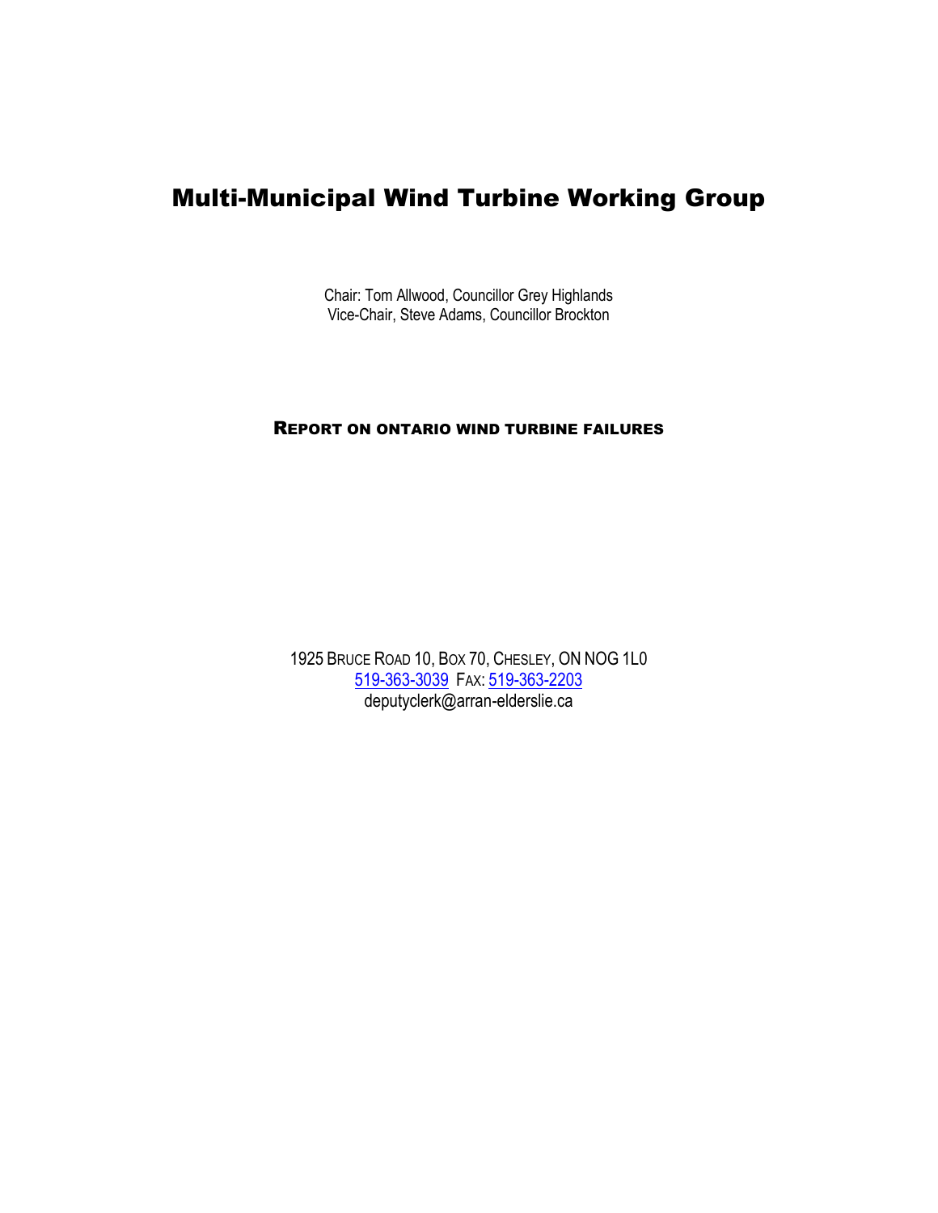# Multi-Municipal Wind Turbine Working Group

Chair: Tom Allwood, Councillor Grey Highlands
Vice-Chair, Steve Adams, Councillor Brockton

## REPORT ON ONTARIO WIND TURBINE FAILURES

1925 BRUCE ROAD 10, BOX 70, CHESLEY, ON NOG 1L0
519-363-3039 FAX: 519-363-2203
deputyclerk@arran-elderslie.ca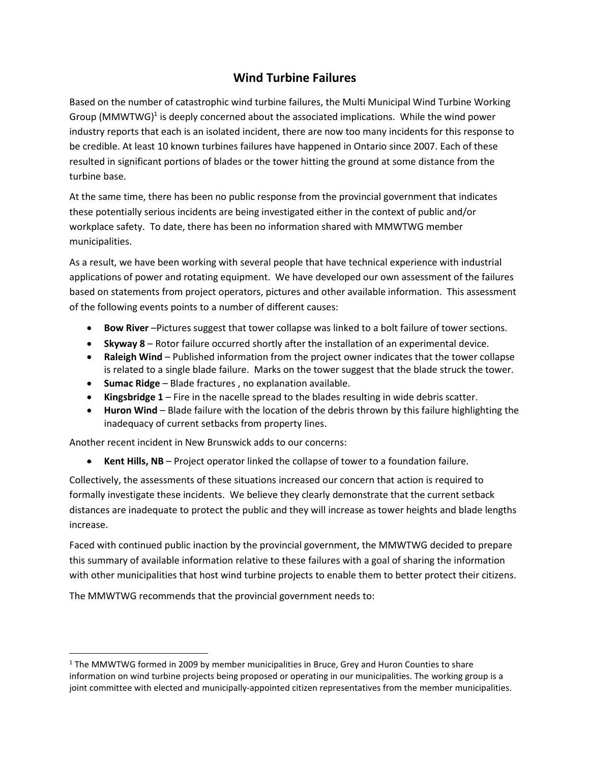# Wind Turbine Failures

Based on the number of catastrophic wind turbine failures, the Multi Municipal Wind Turbine Working Group (MMWTWG)[1] is deeply concerned about the associated implications. While the wind power industry reports that each is an isolated incident, there are now too many incidents for this response to be credible. At least 10 known turbines failures have happened in Ontario since 2007. Each of these resulted in significant portions of blades or the tower hitting the ground at some distance from the turbine base.

At the same time, there has been no public response from the provincial government that indicates these potentially serious incidents are being investigated either in the context of public and/or workplace safety. To date, there has been no information shared with MMWTWG member municipalities.

As a result, we have been working with several people that have technical experience with industrial applications of power and rotating equipment. We have developed our own assessment of the failures based on statements from project operators, pictures and other available information. This assessment of the following events points to a number of different causes:

- **Bow River** –Pictures suggest that tower collapse was linked to a bolt failure of tower sections.
- **Skyway 8** – Rotor failure occurred shortly after the installation of an experimental device.
- **Raleigh Wind** – Published information from the project owner indicates that the tower collapse is related to a single blade failure. Marks on the tower suggest that the blade struck the tower.
- **Sumac Ridge** – Blade fractures , no explanation available.
- **Kingsbridge 1** – Fire in the nacelle spread to the blades resulting in wide debris scatter.
- **Huron Wind** – Blade failure with the location of the debris thrown by this failure highlighting the inadequacy of current setbacks from property lines.

Another recent incident in New Brunswick adds to our concerns:

- **Kent Hills, NB** – Project operator linked the collapse of tower to a foundation failure.

Collectively, the assessments of these situations increased our concern that action is required to formally investigate these incidents. We believe they clearly demonstrate that the current setback distances are inadequate to protect the public and they will increase as tower heights and blade lengths increase.

Faced with continued public inaction by the provincial government, the MMWTWG decided to prepare this summary of available information relative to these failures with a goal of sharing the information with other municipalities that host wind turbine projects to enable them to better protect their citizens.

The MMWTWG recommends that the provincial government needs to:

[1] The MMWTWG formed in 2009 by member municipalities in Bruce, Grey and Huron Counties to share information on wind turbine projects being proposed or operating in our municipalities. The working group is a joint committee with elected and municipally-appointed citizen representatives from the member municipalities.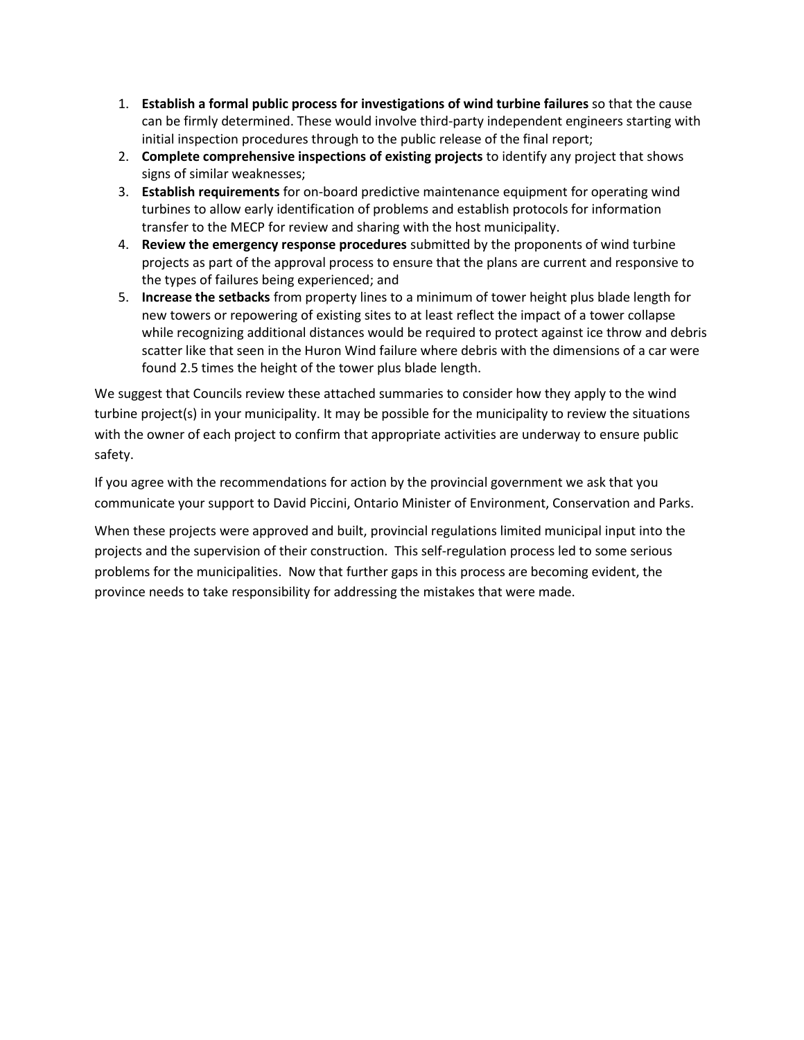1. **Establish a formal public process for investigations of wind turbine failures** so that the cause can be firmly determined. These would involve third-party independent engineers starting with initial inspection procedures through to the public release of the final report;
2. **Complete comprehensive inspections of existing projects** to identify any project that shows signs of similar weaknesses;
3. **Establish requirements** for on-board predictive maintenance equipment for operating wind turbines to allow early identification of problems and establish protocols for information transfer to the MECP for review and sharing with the host municipality.
4. **Review the emergency response procedures** submitted by the proponents of wind turbine projects as part of the approval process to ensure that the plans are current and responsive to the types of failures being experienced; and
5. **Increase the setbacks** from property lines to a minimum of tower height plus blade length for new towers or repowering of existing sites to at least reflect the impact of a tower collapse while recognizing additional distances would be required to protect against ice throw and debris scatter like that seen in the Huron Wind failure where debris with the dimensions of a car were found 2.5 times the height of the tower plus blade length.

We suggest that Councils review these attached summaries to consider how they apply to the wind turbine project(s) in your municipality. It may be possible for the municipality to review the situations with the owner of each project to confirm that appropriate activities are underway to ensure public safety.

If you agree with the recommendations for action by the provincial government we ask that you communicate your support to David Piccini, Ontario Minister of Environment, Conservation and Parks.

When these projects were approved and built, provincial regulations limited municipal input into the projects and the supervision of their construction. This self-regulation process led to some serious problems for the municipalities. Now that further gaps in this process are becoming evident, the province needs to take responsibility for addressing the mistakes that were made.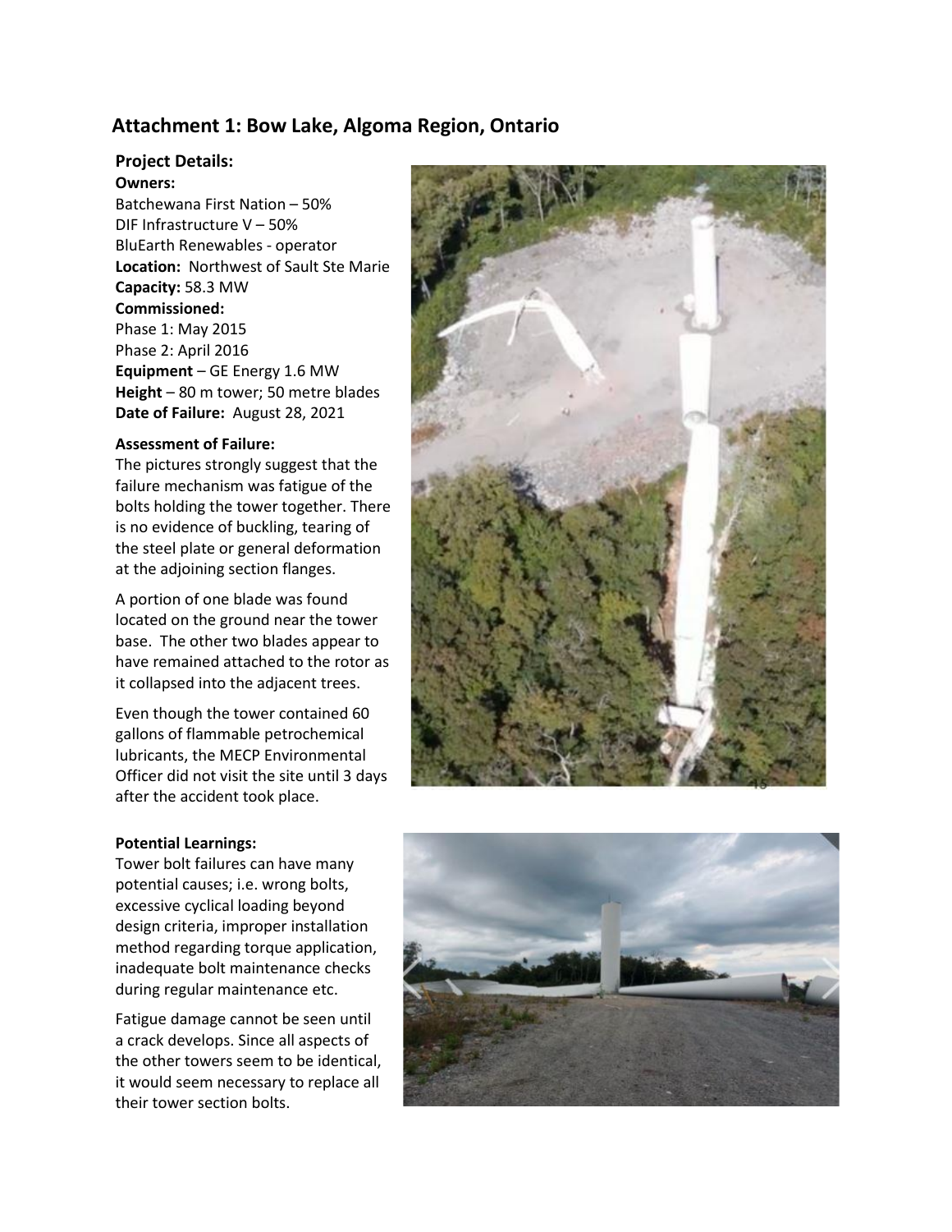## Attachment 1: Bow Lake, Algoma Region, Ontario

### Project Details:

**Owners:**
Batchewana First Nation – 50%
DIF Infrastructure V – 50%
BluEarth Renewables - operator

**Location:** Northwest of Sault Ste Marie

**Capacity:** 58.3 MW

**Commissioned:**
Phase 1: May 2015
Phase 2: April 2016

**Equipment** – GE Energy 1.6 MW

**Height** – 80 m tower; 50 metre blades

**Date of Failure:** August 28, 2021

**Assessment of Failure:**

The pictures strongly suggest that the failure mechanism was fatigue of the bolts holding the tower together. There is no evidence of buckling, tearing of the steel plate or general deformation at the adjoining section flanges.

A portion of one blade was found located on the ground near the tower base. The other two blades appear to have remained attached to the rotor as it collapsed into the adjacent trees.

Even though the tower contained 60 gallons of flammable petrochemical lubricants, the MECP Environmental Officer did not visit the site until 3 days after the accident took place.

**Potential Learnings:**

Tower bolt failures can have many potential causes; i.e. wrong bolts, excessive cyclical loading beyond design criteria, improper installation method regarding torque application, inadequate bolt maintenance checks during regular maintenance etc.

Fatigue damage cannot be seen until a crack develops. Since all aspects of the other towers seem to be identical, it would seem necessary to replace all their tower section bolts.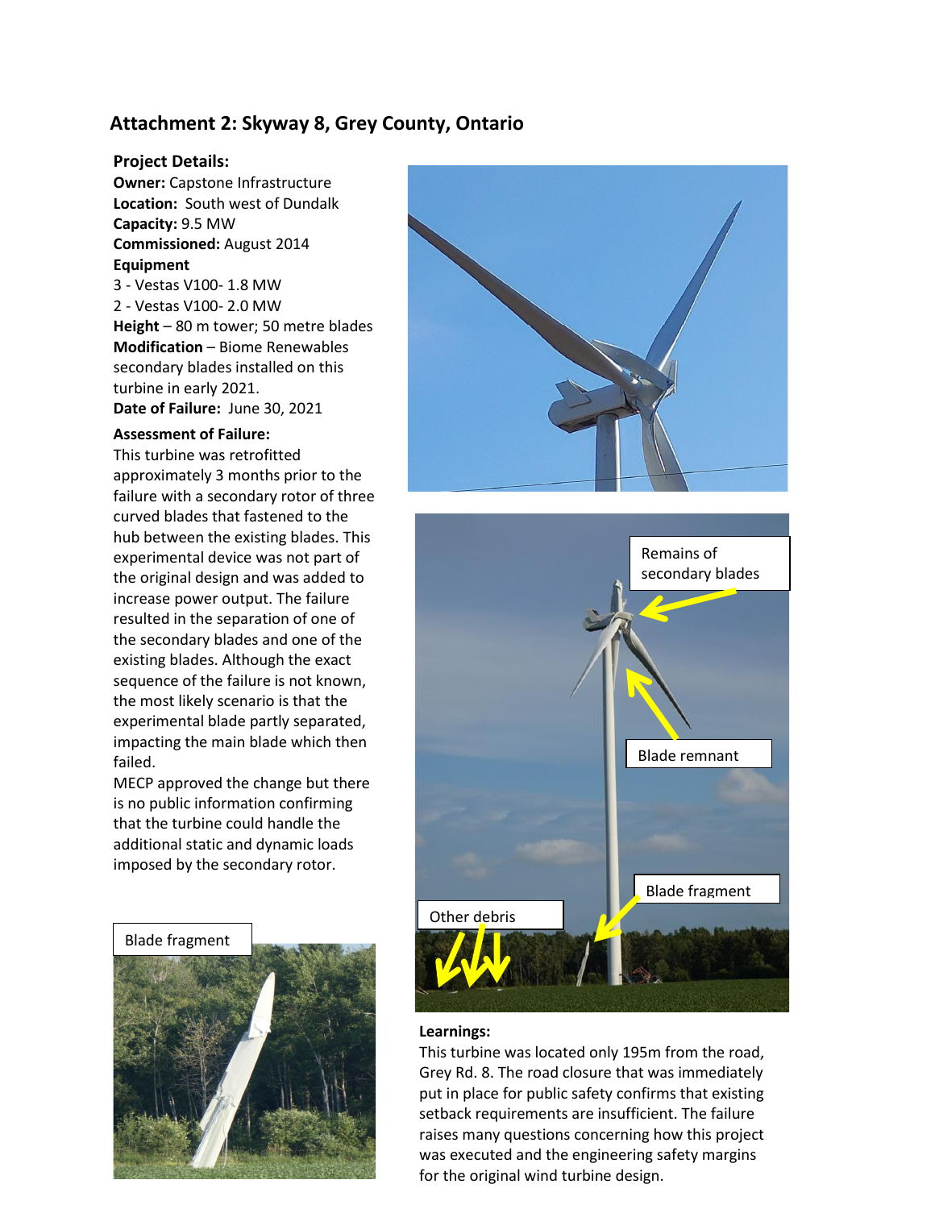## Attachment 2: Skyway 8, Grey County, Ontario

**Project Details:**
**Owner:** Capstone Infrastructure
**Location:** South west of Dundalk
**Capacity:** 9.5 MW
**Commissioned:** August 2014
**Equipment**
3 - Vestas V100- 1.8 MW
2 - Vestas V100- 2.0 MW
**Height** – 80 m tower; 50 metre blades
**Modification** – Biome Renewables secondary blades installed on this turbine in early 2021.
**Date of Failure:** June 30, 2021

**Assessment of Failure:**
This turbine was retrofitted approximately 3 months prior to the failure with a secondary rotor of three curved blades that fastened to the hub between the existing blades. This experimental device was not part of the original design and was added to increase power output. The failure resulted in the separation of one of the secondary blades and one of the existing blades. Although the exact sequence of the failure is not known, the most likely scenario is that the experimental blade partly separated, impacting the main blade which then failed.
MECP approved the change but there is no public information confirming that the turbine could handle the additional static and dynamic loads imposed by the secondary rotor.

Remains of secondary blades

Blade remnant

Blade fragment

Other debris

Blade fragment

**Learnings:**
This turbine was located only 195m from the road, Grey Rd. 8. The road closure that was immediately put in place for public safety confirms that existing setback requirements are insufficient. The failure raises many questions concerning how this project was executed and the engineering safety margins for the original wind turbine design.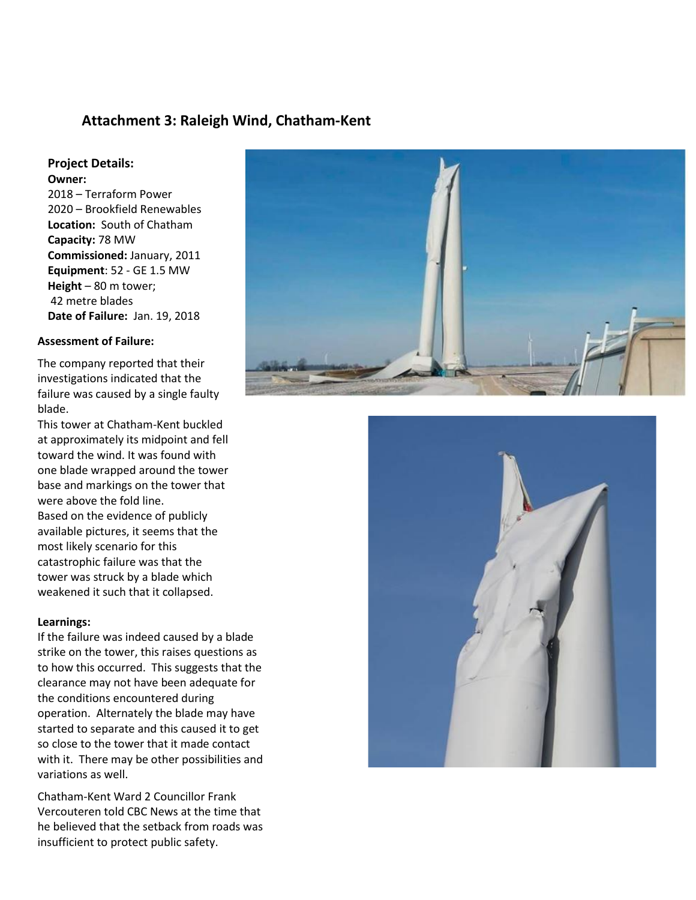## Attachment 3: Raleigh Wind, Chatham-Kent

**Project Details:**

**Owner:**
2018 – Terraform Power
2020 – Brookfield Renewables
**Location:** South of Chatham
**Capacity:** 78 MW
**Commissioned:** January, 2011
**Equipment**: 52 - GE 1.5 MW
**Height** – 80 m tower;
42 metre blades
**Date of Failure:** Jan. 19, 2018

**Assessment of Failure:**

The company reported that their investigations indicated that the failure was caused by a single faulty blade.

This tower at Chatham-Kent buckled at approximately its midpoint and fell toward the wind. It was found with one blade wrapped around the tower base and markings on the tower that were above the fold line.

Based on the evidence of publicly available pictures, it seems that the most likely scenario for this catastrophic failure was that the tower was struck by a blade which weakened it such that it collapsed.

**Learnings:**

If the failure was indeed caused by a blade strike on the tower, this raises questions as to how this occurred. This suggests that the clearance may not have been adequate for the conditions encountered during operation. Alternately the blade may have started to separate and this caused it to get so close to the tower that it made contact with it. There may be other possibilities and variations as well.

Chatham-Kent Ward 2 Councillor Frank Vercouteren told CBC News at the time that he believed that the setback from roads was insufficient to protect public safety.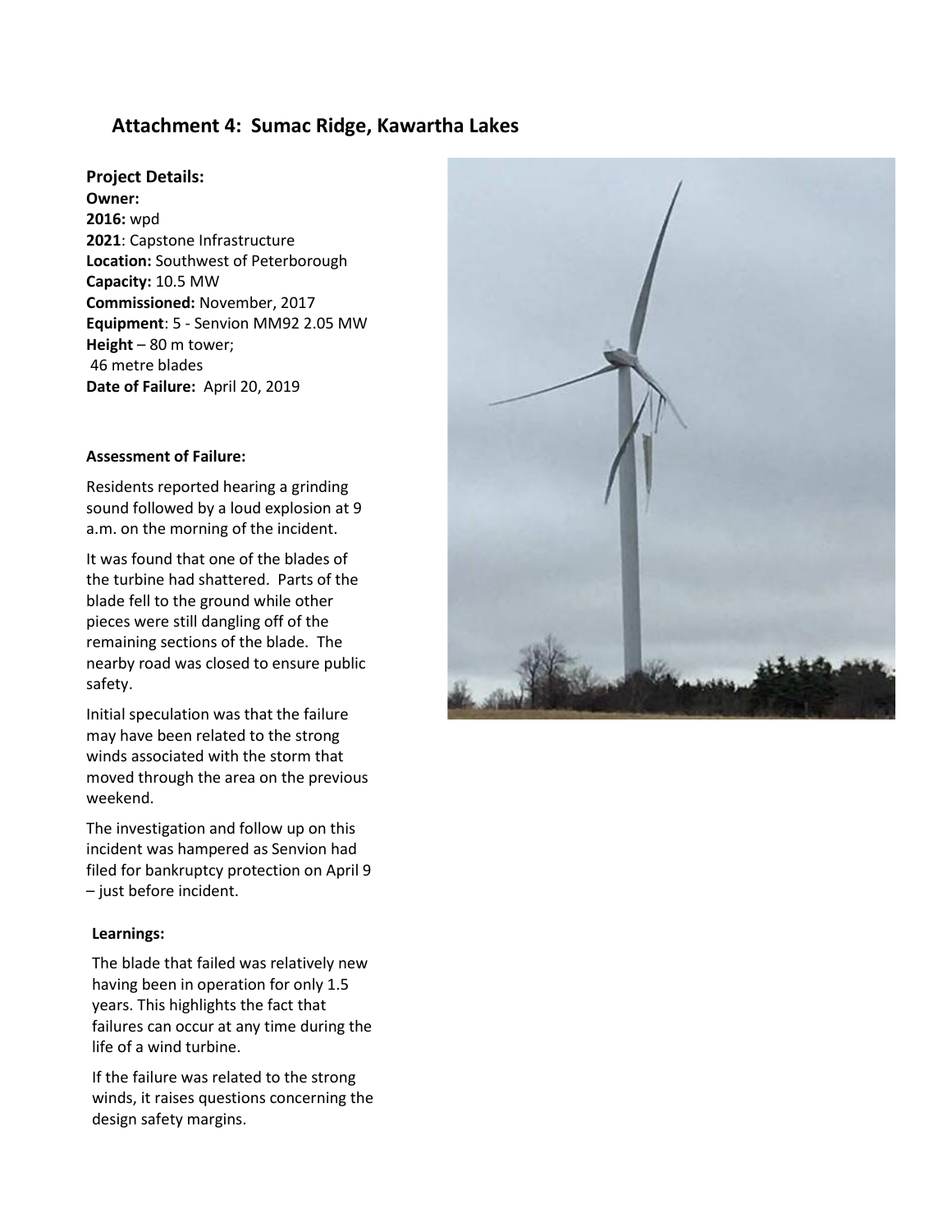## Attachment 4: Sumac Ridge, Kawartha Lakes

### Project Details:

**Owner:**
**2016:** wpd
**2021**: Capstone Infrastructure
**Location:** Southwest of Peterborough
**Capacity:** 10.5 MW
**Commissioned:** November, 2017
**Equipment**: 5 - Senvion MM92 2.05 MW
**Height** – 80 m tower;
46 metre blades
**Date of Failure:** April 20, 2019

**Assessment of Failure:**

Residents reported hearing a grinding sound followed by a loud explosion at 9 a.m. on the morning of the incident.

It was found that one of the blades of the turbine had shattered. Parts of the blade fell to the ground while other pieces were still dangling off of the remaining sections of the blade. The nearby road was closed to ensure public safety.

Initial speculation was that the failure may have been related to the strong winds associated with the storm that moved through the area on the previous weekend.

The investigation and follow up on this incident was hampered as Senvion had filed for bankruptcy protection on April 9 – just before incident.

**Learnings:**

The blade that failed was relatively new having been in operation for only 1.5 years. This highlights the fact that failures can occur at any time during the life of a wind turbine.

If the failure was related to the strong winds, it raises questions concerning the design safety margins.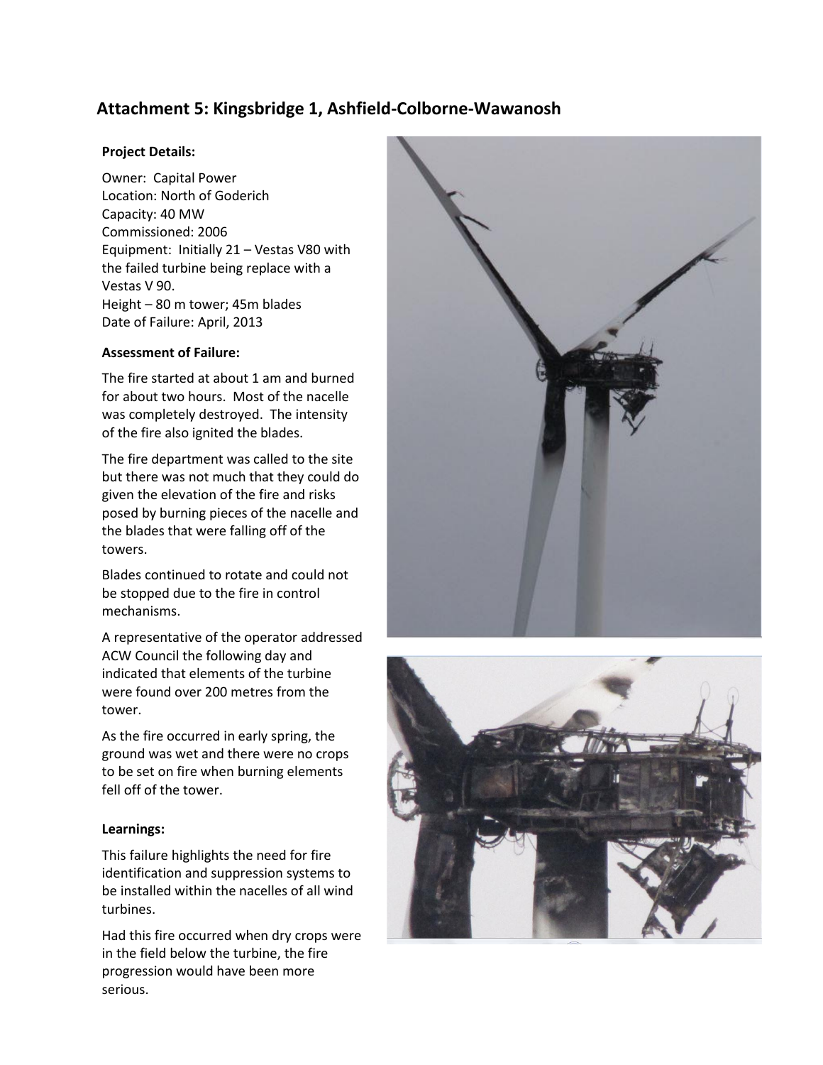## Attachment 5: Kingsbridge 1, Ashfield-Colborne-Wawanosh

**Project Details:**

Owner: Capital Power
Location: North of Goderich
Capacity: 40 MW
Commissioned: 2006
Equipment: Initially 21 – Vestas V80 with the failed turbine being replace with a Vestas V 90.
Height – 80 m tower; 45m blades
Date of Failure: April, 2013

**Assessment of Failure:**

The fire started at about 1 am and burned for about two hours. Most of the nacelle was completely destroyed. The intensity of the fire also ignited the blades.

The fire department was called to the site but there was not much that they could do given the elevation of the fire and risks posed by burning pieces of the nacelle and the blades that were falling off of the towers.

Blades continued to rotate and could not be stopped due to the fire in control mechanisms.

A representative of the operator addressed ACW Council the following day and indicated that elements of the turbine were found over 200 metres from the tower.

As the fire occurred in early spring, the ground was wet and there were no crops to be set on fire when burning elements fell off of the tower.

**Learnings:**

This failure highlights the need for fire identification and suppression systems to be installed within the nacelles of all wind turbines.

Had this fire occurred when dry crops were in the field below the turbine, the fire progression would have been more serious.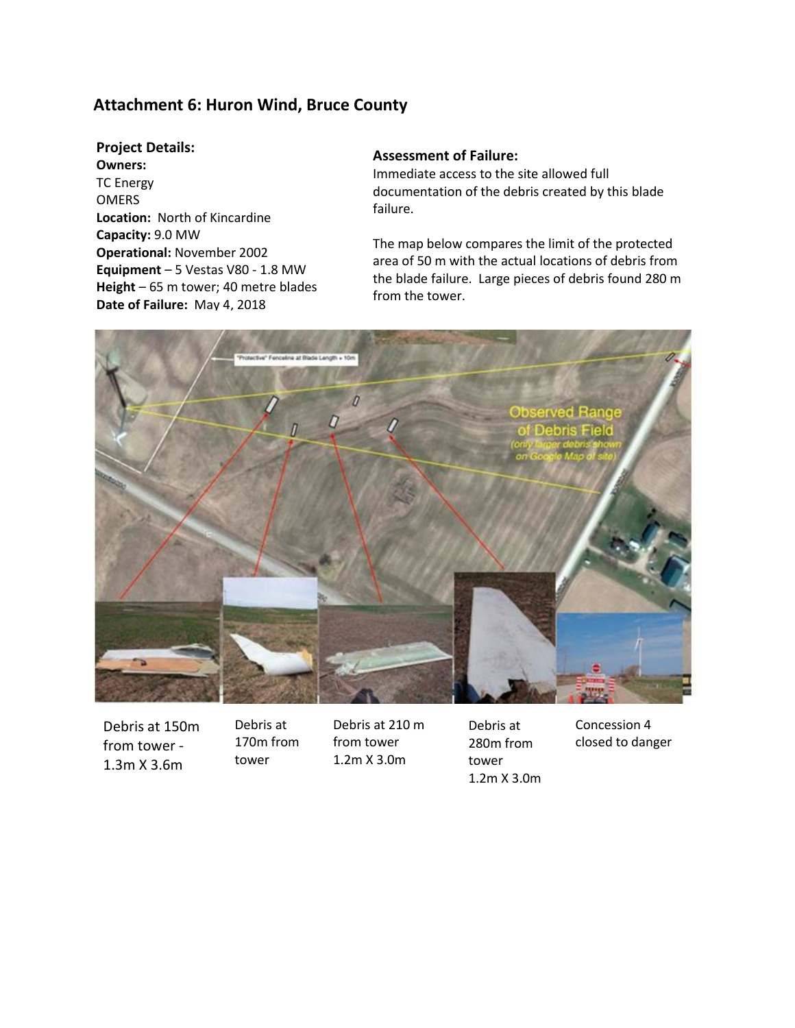## Attachment 6: Huron Wind, Bruce County

**Project Details:**

**Owners:**
TC Energy
OMERS
**Location:** North of Kincardine
**Capacity:** 9.0 MW
**Operational:** November 2002
**Equipment** – 5 Vestas V80 - 1.8 MW
**Height** – 65 m tower; 40 metre blades
**Date of Failure:** May 4, 2018

**Assessment of Failure:**

Immediate access to the site allowed full documentation of the debris created by this blade failure.

The map below compares the limit of the protected area of 50 m with the actual locations of debris from the blade failure. Large pieces of debris found 280 m from the tower.

Debris at 150m from tower - 1.3m X 3.6m

Debris at 170m from tower

Debris at 210 m from tower 1.2m X 3.0m

Debris at 280m from tower 1.2m X 3.0m

Concession 4 closed to danger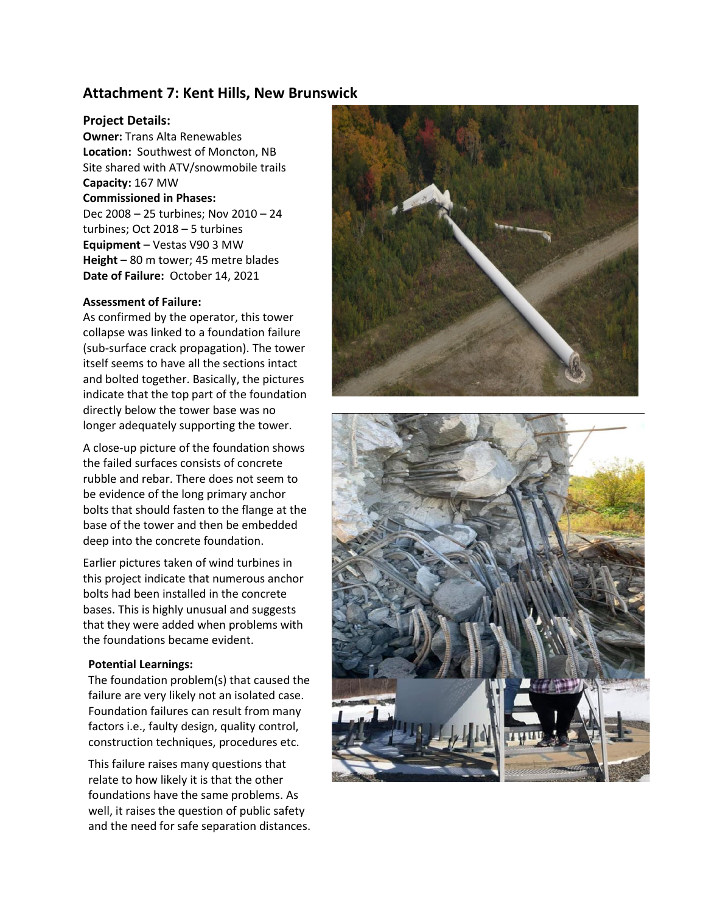## Attachment 7: Kent Hills, New Brunswick

### Project Details:

**Owner:** Trans Alta Renewables
**Location:** Southwest of Moncton, NB
Site shared with ATV/snowmobile trails
**Capacity:** 167 MW
**Commissioned in Phases:**
Dec 2008 – 25 turbines; Nov 2010 – 24 turbines; Oct 2018 – 5 turbines
**Equipment** – Vestas V90 3 MW
**Height** – 80 m tower; 45 metre blades
**Date of Failure:** October 14, 2021

#### Assessment of Failure:

As confirmed by the operator, this tower collapse was linked to a foundation failure (sub-surface crack propagation). The tower itself seems to have all the sections intact and bolted together. Basically, the pictures indicate that the top part of the foundation directly below the tower base was no longer adequately supporting the tower.

A close-up picture of the foundation shows the failed surfaces consists of concrete rubble and rebar. There does not seem to be evidence of the long primary anchor bolts that should fasten to the flange at the base of the tower and then be embedded deep into the concrete foundation.

Earlier pictures taken of wind turbines in this project indicate that numerous anchor bolts had been installed in the concrete bases. This is highly unusual and suggests that they were added when problems with the foundations became evident.

#### Potential Learnings:

The foundation problem(s) that caused the failure are very likely not an isolated case. Foundation failures can result from many factors i.e., faulty design, quality control, construction techniques, procedures etc.

This failure raises many questions that relate to how likely it is that the other foundations have the same problems. As well, it raises the question of public safety and the need for safe separation distances.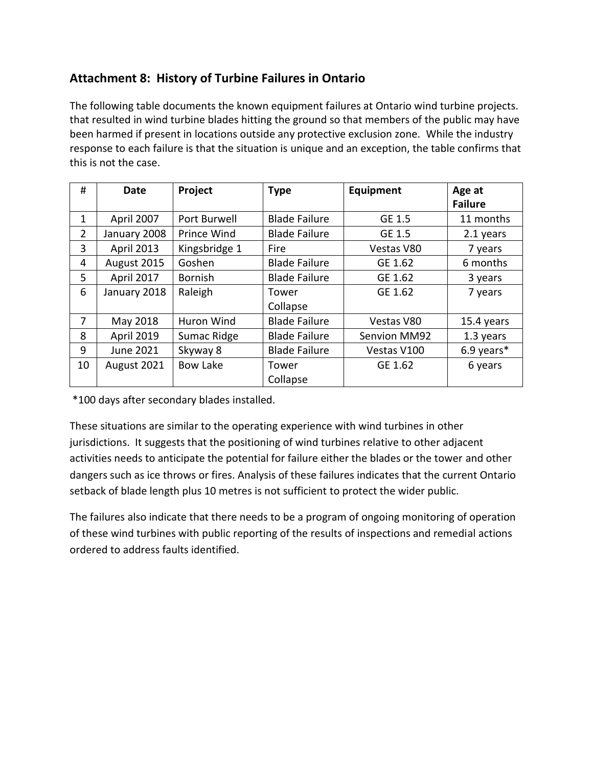## Attachment 8: History of Turbine Failures in Ontario

The following table documents the known equipment failures at Ontario wind turbine projects. that resulted in wind turbine blades hitting the ground so that members of the public may have been harmed if present in locations outside any protective exclusion zone. While the industry response to each failure is that the situation is unique and an exception, the table confirms that this is not the case.

| # | Date | Project | Type | Equipment | Age at Failure |
|---|---|---|---|---|---|
| 1 | April 2007 | Port Burwell | Blade Failure | GE 1.5 | 11 months |
| 2 | January 2008 | Prince Wind | Blade Failure | GE 1.5 | 2.1 years |
| 3 | April 2013 | Kingsbridge 1 | Fire | Vestas V80 | 7 years |
| 4 | August 2015 | Goshen | Blade Failure | GE 1.62 | 6 months |
| 5 | April 2017 | Bornish | Blade Failure | GE 1.62 | 3 years |
| 6 | January 2018 | Raleigh | Tower Collapse | GE 1.62 | 7 years |
| 7 | May 2018 | Huron Wind | Blade Failure | Vestas V80 | 15.4 years |
| 8 | April 2019 | Sumac Ridge | Blade Failure | Senvion MM92 | 1.3 years |
| 9 | June 2021 | Skyway 8 | Blade Failure | Vestas V100 | 6.9 years* |
| 10 | August 2021 | Bow Lake | Tower Collapse | GE 1.62 | 6 years |

*100 days after secondary blades installed.

These situations are similar to the operating experience with wind turbines in other jurisdictions. It suggests that the positioning of wind turbines relative to other adjacent activities needs to anticipate the potential for failure either the blades or the tower and other dangers such as ice throws or fires. Analysis of these failures indicates that the current Ontario setback of blade length plus 10 metres is not sufficient to protect the wider public.

The failures also indicate that there needs to be a program of ongoing monitoring of operation of these wind turbines with public reporting of the results of inspections and remedial actions ordered to address faults identified.